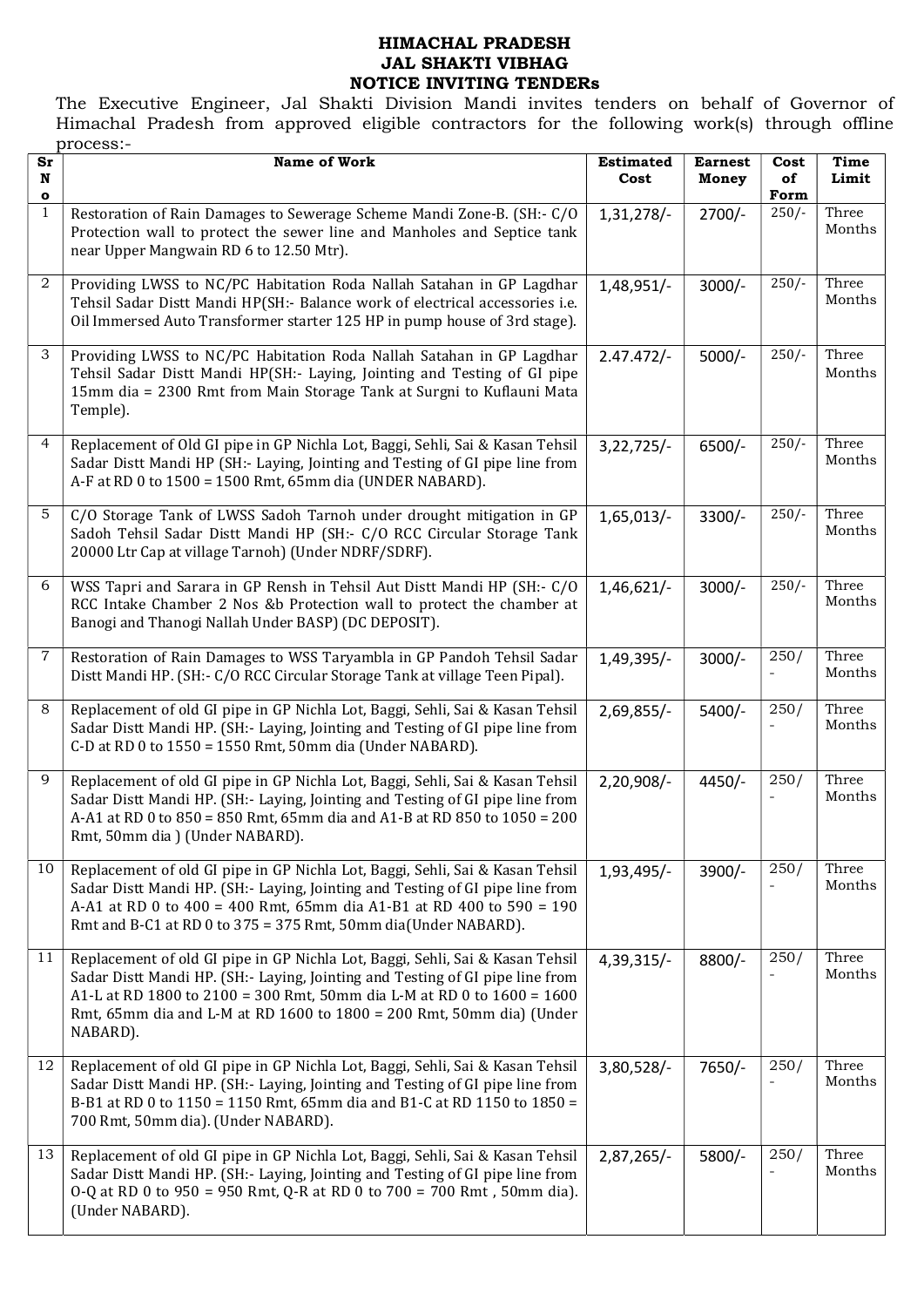# HIMACHAL PRADESH
## JAL SHAKTI VIBHAG
## NOTICE INVITING TENDERs

The Executive Engineer, Jal Shakti Division Mandi invites tenders on behalf of Governor of Himachal Pradesh from approved eligible contractors for the following work(s) through offline process:-

| Sr No | Name of Work | Estimated Cost | Earnest Money | Cost of Form | Time Limit |
|---|---|---|---|---|---|
| 1 | Restoration of Rain Damages to Sewerage Scheme Mandi Zone-B. (SH:- C/O Protection wall to protect the sewer line and Manholes and Septice tank near Upper Mangwain RD 6 to 12.50 Mtr). | 1,31,278/- | 2700/- | 250/- | Three Months |
| 2 | Providing LWSS to NC/PC Habitation Roda Nallah Satahan in GP Lagdhar Tehsil Sadar Distt Mandi HP(SH:- Balance work of electrical accessories i.e. Oil Immersed Auto Transformer starter 125 HP in pump house of 3rd stage). | 1,48,951/- | 3000/- | 250/- | Three Months |
| 3 | Providing LWSS to NC/PC Habitation Roda Nallah Satahan in GP Lagdhar Tehsil Sadar Distt Mandi HP(SH:- Laying, Jointing and Testing of GI pipe 15mm dia = 2300 Rmt from Main Storage Tank at Surgni to Kuflauni Mata Temple). | 2.47.472/- | 5000/- | 250/- | Three Months |
| 4 | Replacement of Old GI pipe in GP Nichla Lot, Baggi, Sehli, Sai & Kasan Tehsil Sadar Distt Mandi HP (SH:- Laying, Jointing and Testing of GI pipe line from A-F at RD 0 to 1500 = 1500 Rmt, 65mm dia (UNDER NABARD). | 3,22,725/- | 6500/- | 250/- | Three Months |
| 5 | C/O Storage Tank of LWSS Sadoh Tarnoh under drought mitigation in GP Sadoh Tehsil Sadar Distt Mandi HP (SH:- C/O RCC Circular Storage Tank 20000 Ltr Cap at village Tarnoh) (Under NDRF/SDRF). | 1,65,013/- | 3300/- | 250/- | Three Months |
| 6 | WSS Tapri and Sarara in GP Rensh in Tehsil Aut Distt Mandi HP (SH:- C/O RCC Intake Chamber 2 Nos &b Protection wall to protect the chamber at Banogi and Thanogi Nallah Under BASP) (DC DEPOSIT). | 1,46,621/- | 3000/- | 250/- | Three Months |
| 7 | Restoration of Rain Damages to WSS Taryambla in GP Pandoh Tehsil Sadar Distt Mandi HP. (SH:- C/O RCC Circular Storage Tank at village Teen Pipal). | 1,49,395/- | 3000/- | 250/- | Three Months |
| 8 | Replacement of old GI pipe in GP Nichla Lot, Baggi, Sehli, Sai & Kasan Tehsil Sadar Distt Mandi HP. (SH:- Laying, Jointing and Testing of GI pipe line from C-D at RD 0 to 1550 = 1550 Rmt, 50mm dia (Under NABARD). | 2,69,855/- | 5400/- | 250/- | Three Months |
| 9 | Replacement of old GI pipe in GP Nichla Lot, Baggi, Sehli, Sai & Kasan Tehsil Sadar Distt Mandi HP. (SH:- Laying, Jointing and Testing of GI pipe line from A-A1 at RD 0 to 850 = 850 Rmt, 65mm dia and A1-B at RD 850 to 1050 = 200 Rmt, 50mm dia ) (Under NABARD). | 2,20,908/- | 4450/- | 250/- | Three Months |
| 10 | Replacement of old GI pipe in GP Nichla Lot, Baggi, Sehli, Sai & Kasan Tehsil Sadar Distt Mandi HP. (SH:- Laying, Jointing and Testing of GI pipe line from A-A1 at RD 0 to 400 = 400 Rmt, 65mm dia A1-B1 at RD 400 to 590 = 190 Rmt and B-C1 at RD 0 to 375 = 375 Rmt, 50mm dia(Under NABARD). | 1,93,495/- | 3900/- | 250/- | Three Months |
| 11 | Replacement of old GI pipe in GP Nichla Lot, Baggi, Sehli, Sai & Kasan Tehsil Sadar Distt Mandi HP. (SH:- Laying, Jointing and Testing of GI pipe line from A1-L at RD 1800 to 2100 = 300 Rmt, 50mm dia L-M at RD 0 to 1600 = 1600 Rmt, 65mm dia and L-M at RD 1600 to 1800 = 200 Rmt, 50mm dia) (Under NABARD). | 4,39,315/- | 8800/- | 250/- | Three Months |
| 12 | Replacement of old GI pipe in GP Nichla Lot, Baggi, Sehli, Sai & Kasan Tehsil Sadar Distt Mandi HP. (SH:- Laying, Jointing and Testing of GI pipe line from B-B1 at RD 0 to 1150 = 1150 Rmt, 65mm dia and B1-C at RD 1150 to 1850 = 700 Rmt, 50mm dia). (Under NABARD). | 3,80,528/- | 7650/- | 250/- | Three Months |
| 13 | Replacement of old GI pipe in GP Nichla Lot, Baggi, Sehli, Sai & Kasan Tehsil Sadar Distt Mandi HP. (SH:- Laying, Jointing and Testing of GI pipe line from O-Q at RD 0 to 950 = 950 Rmt, Q-R at RD 0 to 700 = 700 Rmt , 50mm dia). (Under NABARD). | 2,87,265/- | 5800/- | 250/- | Three Months |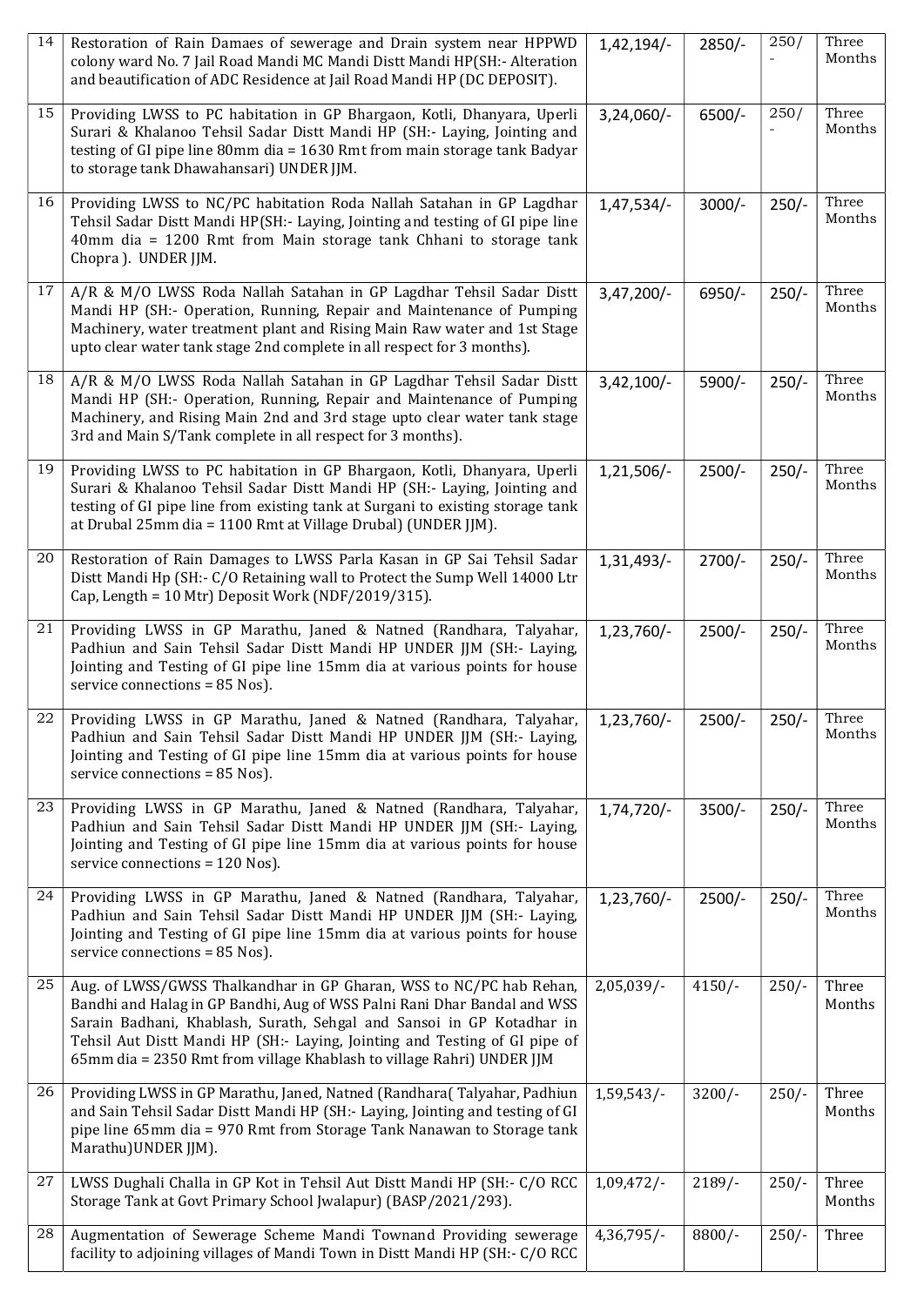| 14 | Restoration of Rain Damaes of sewerage and Drain system near HPPWD colony ward No. 7 Jail Road Mandi MC Mandi Distt Mandi HP(SH:- Alteration and beautification of ADC Residence at Jail Road Mandi HP (DC DEPOSIT). | 1,42,194/- | 2850/- | 250/- | Three Months |
|---|---|---|---|---|---|
| 15 | Providing LWSS to PC habitation in GP Bhargaon, Kotli, Dhanyara, Uperli Surari & Khalanoo Tehsil Sadar Distt Mandi HP (SH:- Laying, Jointing and testing of GI pipe line 80mm dia = 1630 Rmt from main storage tank Badyar to storage tank Dhawahansari) UNDER JJM. | 3,24,060/- | 6500/- | 250/- | Three Months |
| 16 | Providing LWSS to NC/PC habitation Roda Nallah Satahan in GP Lagdhar Tehsil Sadar Distt Mandi HP(SH:- Laying, Jointing and testing of GI pipe line 40mm dia = 1200 Rmt from Main storage tank Chhani to storage tank Chopra ). UNDER JJM. | 1,47,534/- | 3000/- | 250/- | Three Months |
| 17 | A/R & M/O LWSS Roda Nallah Satahan in GP Lagdhar Tehsil Sadar Distt Mandi HP (SH:- Operation, Running, Repair and Maintenance of Pumping Machinery, water treatment plant and Rising Main Raw water and 1st Stage upto clear water tank stage 2nd complete in all respect for 3 months). | 3,47,200/- | 6950/- | 250/- | Three Months |
| 18 | A/R & M/O LWSS Roda Nallah Satahan in GP Lagdhar Tehsil Sadar Distt Mandi HP (SH:- Operation, Running, Repair and Maintenance of Pumping Machinery, and Rising Main 2nd and 3rd stage upto clear water tank stage 3rd and Main S/Tank complete in all respect for 3 months). | 3,42,100/- | 5900/- | 250/- | Three Months |
| 19 | Providing LWSS to PC habitation in GP Bhargaon, Kotli, Dhanyara, Uperli Surari & Khalanoo Tehsil Sadar Distt Mandi HP (SH:- Laying, Jointing and testing of GI pipe line from existing tank at Surgani to existing storage tank at Drubal 25mm dia = 1100 Rmt at Village Drubal) (UNDER JJM). | 1,21,506/- | 2500/- | 250/- | Three Months |
| 20 | Restoration of Rain Damages to LWSS Parla Kasan in GP Sai Tehsil Sadar Distt Mandi Hp (SH:- C/O Retaining wall to Protect the Sump Well 14000 Ltr Cap, Length = 10 Mtr) Deposit Work (NDF/2019/315). | 1,31,493/- | 2700/- | 250/- | Three Months |
| 21 | Providing LWSS in GP Marathu, Janed & Natned (Randhara, Talyahar, Padhiun and Sain Tehsil Sadar Distt Mandi HP UNDER JJM (SH:- Laying, Jointing and Testing of GI pipe line 15mm dia at various points for house service connections = 85 Nos). | 1,23,760/- | 2500/- | 250/- | Three Months |
| 22 | Providing LWSS in GP Marathu, Janed & Natned (Randhara, Talyahar, Padhiun and Sain Tehsil Sadar Distt Mandi HP UNDER JJM (SH:- Laying, Jointing and Testing of GI pipe line 15mm dia at various points for house service connections = 85 Nos). | 1,23,760/- | 2500/- | 250/- | Three Months |
| 23 | Providing LWSS in GP Marathu, Janed & Natned (Randhara, Talyahar, Padhiun and Sain Tehsil Sadar Distt Mandi HP UNDER JJM (SH:- Laying, Jointing and Testing of GI pipe line 15mm dia at various points for house service connections = 120 Nos). | 1,74,720/- | 3500/- | 250/- | Three Months |
| 24 | Providing LWSS in GP Marathu, Janed & Natned (Randhara, Talyahar, Padhiun and Sain Tehsil Sadar Distt Mandi HP UNDER JJM (SH:- Laying, Jointing and Testing of GI pipe line 15mm dia at various points for house service connections = 85 Nos). | 1,23,760/- | 2500/- | 250/- | Three Months |
| 25 | Aug. of LWSS/GWSS Thalkandhar in GP Gharan, WSS to NC/PC hab Rehan, Bandhi and Halag in GP Bandhi, Aug of WSS Palni Rani Dhar Bandal and WSS Sarain Badhani, Khablash, Surath, Sehgal and Sansoi in GP Kotadhar in Tehsil Aut Distt Mandi HP (SH:- Laying, Jointing and Testing of GI pipe of 65mm dia = 2350 Rmt from village Khablash to village Rahri) UNDER JJM | 2,05,039/- | 4150/- | 250/- | Three Months |
| 26 | Providing LWSS in GP Marathu, Janed, Natned (Randhara( Talyahar, Padhiun and Sain Tehsil Sadar Distt Mandi HP (SH:- Laying, Jointing and testing of GI pipe line 65mm dia = 970 Rmt from Storage Tank Nanawan to Storage tank Marathu)UNDER JJM). | 1,59,543/- | 3200/- | 250/- | Three Months |
| 27 | LWSS Dughali Challa in GP Kot in Tehsil Aut Distt Mandi HP (SH:- C/O RCC Storage Tank at Govt Primary School Jwalapur) (BASP/2021/293). | 1,09,472/- | 2189/- | 250/- | Three Months |
| 28 | Augmentation of Sewerage Scheme Mandi Townand Providing sewerage facility to adjoining villages of Mandi Town in Distt Mandi HP (SH:- C/O RCC | 4,36,795/- | 8800/- | 250/- | Three |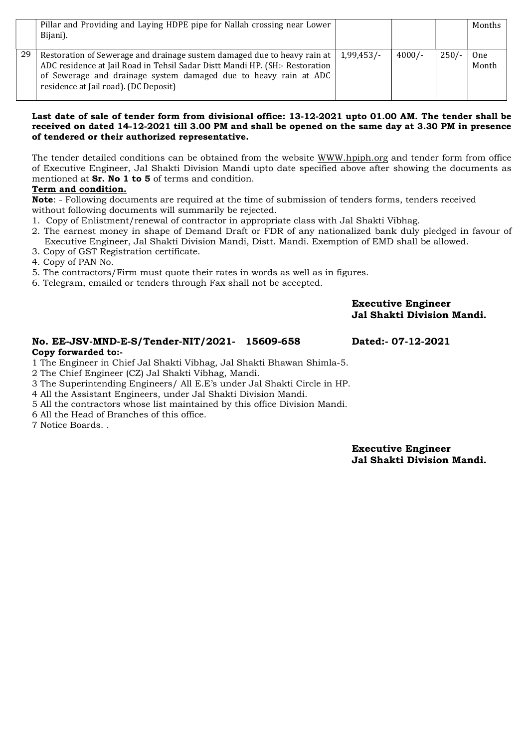| | | | | | |
|---|---|---|---|---|---|
| | Pillar and Providing and Laying HDPE pipe for Nallah crossing near Lower Bijani). | | | | Months |
| 29 | Restoration of Sewerage and drainage sustem damaged due to heavy rain at ADC residence at Jail Road in Tehsil Sadar Distt Mandi HP. (SH:- Restoration of Sewerage and drainage system damaged due to heavy rain at ADC residence at Jail road). (DC Deposit) | 1,99,453/- | 4000/- | 250/- | One Month |

**Last date of sale of tender form from divisional office: 13-12-2021 upto 01.00 AM. The tender shall be received on dated 14-12-2021 till 3.00 PM and shall be opened on the same day at 3.30 PM in presence of tendered or their authorized representative.**

The tender detailed conditions can be obtained from the website WWW.hpiph.org and tender form from office of Executive Engineer, Jal Shakti Division Mandi upto date specified above after showing the documents as mentioned at **Sr. No 1 to 5** of terms and condition.

**Term and condition.**

**Note**: - Following documents are required at the time of submission of tenders forms, tenders received without following documents will summarily be rejected.

1. Copy of Enlistment/renewal of contractor in appropriate class with Jal Shakti Vibhag.
2. The earnest money in shape of Demand Draft or FDR of any nationalized bank duly pledged in favour of Executive Engineer, Jal Shakti Division Mandi, Distt. Mandi. Exemption of EMD shall be allowed.
3. Copy of GST Registration certificate.
4. Copy of PAN No.
5. The contractors/Firm must quote their rates in words as well as in figures.
6. Telegram, emailed or tenders through Fax shall not be accepted.

**Executive Engineer**
**Jal Shakti Division Mandi.**

**No. EE-JSV-MND-E-S/Tender-NIT/2021- 15609-658** **Dated:- 07-12-2021**

**Copy forwarded to:-**

1 The Engineer in Chief Jal Shakti Vibhag, Jal Shakti Bhawan Shimla-5.
2 The Chief Engineer (CZ) Jal Shakti Vibhag, Mandi.
3 The Superintending Engineers/ All E.E's under Jal Shakti Circle in HP.
4 All the Assistant Engineers, under Jal Shakti Division Mandi.
5 All the contractors whose list maintained by this office Division Mandi.
6 All the Head of Branches of this office.
7 Notice Boards. .

**Executive Engineer**
**Jal Shakti Division Mandi.**